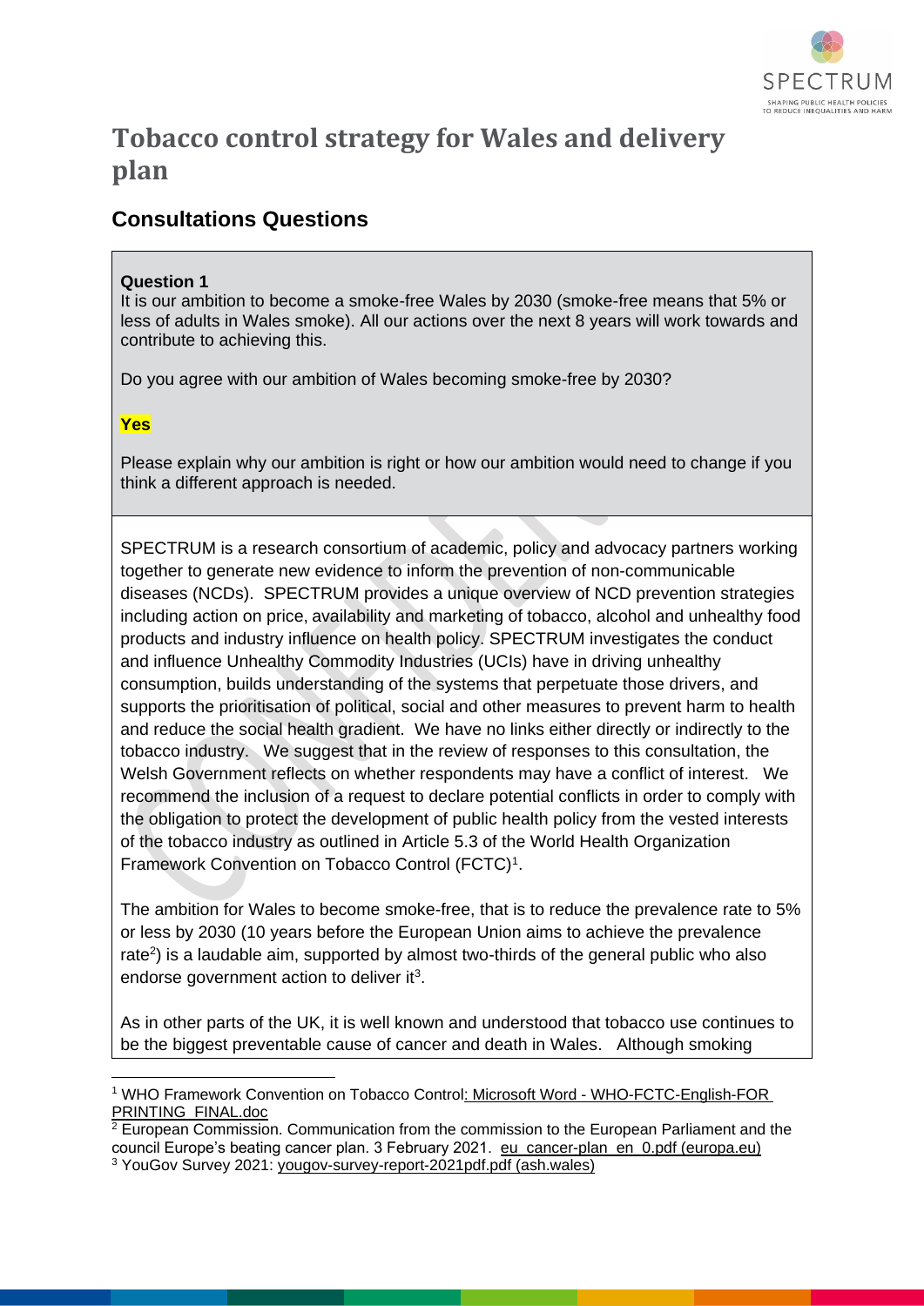# Tobacco control strategy for Wales and delivery plan

## Consultations Questions

**Question 1**

It is our ambition to become a smoke-free Wales by 2030 (smoke-free means that 5% or less of adults in Wales smoke). All our actions over the next 8 years will work towards and contribute to achieving this.

Do you agree with our ambition of Wales becoming smoke-free by 2030?

**Yes**

Please explain why our ambition is right or how our ambition would need to change if you think a different approach is needed.

SPECTRUM is a research consortium of academic, policy and advocacy partners working together to generate new evidence to inform the prevention of non-communicable diseases (NCDs). SPECTRUM provides a unique overview of NCD prevention strategies including action on price, availability and marketing of tobacco, alcohol and unhealthy food products and industry influence on health policy. SPECTRUM investigates the conduct and influence Unhealthy Commodity Industries (UCIs) have in driving unhealthy consumption, builds understanding of the systems that perpetuate those drivers, and supports the prioritisation of political, social and other measures to prevent harm to health and reduce the social health gradient. We have no links either directly or indirectly to the tobacco industry. We suggest that in the review of responses to this consultation, the Welsh Government reflects on whether respondents may have a conflict of interest. We recommend the inclusion of a request to declare potential conflicts in order to comply with the obligation to protect the development of public health policy from the vested interests of the tobacco industry as outlined in Article 5.3 of the World Health Organization Framework Convention on Tobacco Control (FCTC)[1].

The ambition for Wales to become smoke-free, that is to reduce the prevalence rate to 5% or less by 2030 (10 years before the European Union aims to achieve the prevalence rate[2]) is a laudable aim, supported by almost two-thirds of the general public who also endorse government action to deliver it[3].

As in other parts of the UK, it is well known and understood that tobacco use continues to be the biggest preventable cause of cancer and death in Wales. Although smoking

---

[1] WHO Framework Convention on Tobacco Control: Microsoft Word - WHO-FCTC-English-FOR PRINTING_FINAL.doc

[2] European Commission. Communication from the commission to the European Parliament and the council Europe's beating cancer plan. 3 February 2021. eu_cancer-plan_en_0.pdf (europa.eu)

[3] YouGov Survey 2021: yougov-survey-report-2021pdf.pdf (ash.wales)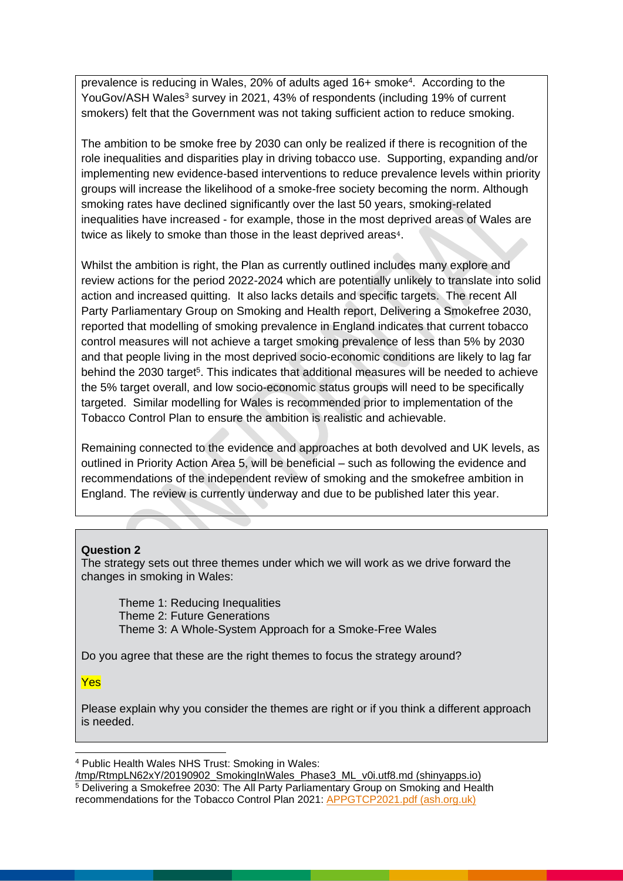prevalence is reducing in Wales, 20% of adults aged 16+ smoke[4]. According to the YouGov/ASH Wales[3] survey in 2021, 43% of respondents (including 19% of current smokers) felt that the Government was not taking sufficient action to reduce smoking.

The ambition to be smoke free by 2030 can only be realized if there is recognition of the role inequalities and disparities play in driving tobacco use. Supporting, expanding and/or implementing new evidence-based interventions to reduce prevalence levels within priority groups will increase the likelihood of a smoke-free society becoming the norm. Although smoking rates have declined significantly over the last 50 years, smoking-related inequalities have increased - for example, those in the most deprived areas of Wales are twice as likely to smoke than those in the least deprived areas[4].

Whilst the ambition is right, the Plan as currently outlined includes many explore and review actions for the period 2022-2024 which are potentially unlikely to translate into solid action and increased quitting. It also lacks details and specific targets. The recent All Party Parliamentary Group on Smoking and Health report, Delivering a Smokefree 2030, reported that modelling of smoking prevalence in England indicates that current tobacco control measures will not achieve a target smoking prevalence of less than 5% by 2030 and that people living in the most deprived socio-economic conditions are likely to lag far behind the 2030 target[5]. This indicates that additional measures will be needed to achieve the 5% target overall, and low socio-economic status groups will need to be specifically targeted. Similar modelling for Wales is recommended prior to implementation of the Tobacco Control Plan to ensure the ambition is realistic and achievable.

Remaining connected to the evidence and approaches at both devolved and UK levels, as outlined in Priority Action Area 5, will be beneficial – such as following the evidence and recommendations of the independent review of smoking and the smokefree ambition in England. The review is currently underway and due to be published later this year.

**Question 2**

The strategy sets out three themes under which we will work as we drive forward the changes in smoking in Wales:

- Theme 1: Reducing Inequalities
- Theme 2: Future Generations
- Theme 3: A Whole-System Approach for a Smoke-Free Wales

Do you agree that these are the right themes to focus the strategy around?

Yes

Please explain why you consider the themes are right or if you think a different approach is needed.

---

[4] Public Health Wales NHS Trust: Smoking in Wales: /tmp/RtmpLN62xY/20190902_SmokingInWales_Phase3_ML_v0i.utf8.md (shinyapps.io)

[5] Delivering a Smokefree 2030: The All Party Parliamentary Group on Smoking and Health recommendations for the Tobacco Control Plan 2021: APPGTCP2021.pdf (ash.org.uk)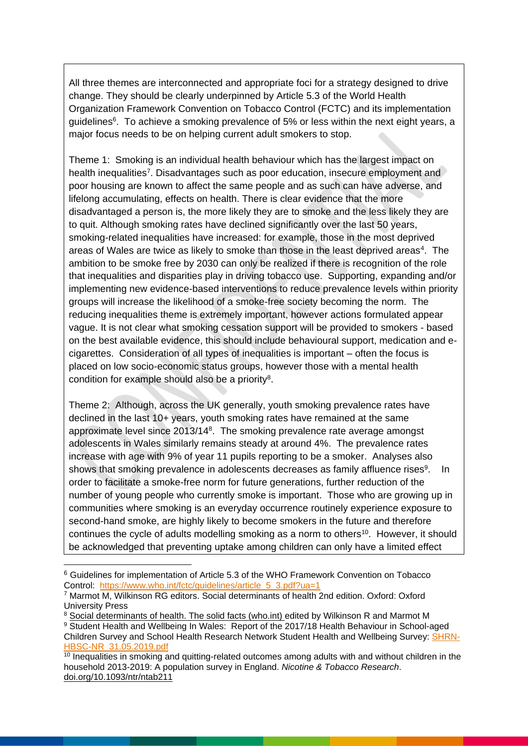All three themes are interconnected and appropriate foci for a strategy designed to drive change. They should be clearly underpinned by Article 5.3 of the World Health Organization Framework Convention on Tobacco Control (FCTC) and its implementation guidelines[6]. To achieve a smoking prevalence of 5% or less within the next eight years, a major focus needs to be on helping current adult smokers to stop.

Theme 1: Smoking is an individual health behaviour which has the largest impact on health inequalities[7]. Disadvantages such as poor education, insecure employment and poor housing are known to affect the same people and as such can have adverse, and lifelong accumulating, effects on health. There is clear evidence that the more disadvantaged a person is, the more likely they are to smoke and the less likely they are to quit. Although smoking rates have declined significantly over the last 50 years, smoking-related inequalities have increased: for example, those in the most deprived areas of Wales are twice as likely to smoke than those in the least deprived areas[4]. The ambition to be smoke free by 2030 can only be realized if there is recognition of the role that inequalities and disparities play in driving tobacco use. Supporting, expanding and/or implementing new evidence-based interventions to reduce prevalence levels within priority groups will increase the likelihood of a smoke-free society becoming the norm. The reducing inequalities theme is extremely important, however actions formulated appear vague. It is not clear what smoking cessation support will be provided to smokers - based on the best available evidence, this should include behavioural support, medication and e-cigarettes. Consideration of all types of inequalities is important – often the focus is placed on low socio-economic status groups, however those with a mental health condition for example should also be a priority[8].

Theme 2: Although, across the UK generally, youth smoking prevalence rates have declined in the last 10+ years, youth smoking rates have remained at the same approximate level since 2013/14[8]. The smoking prevalence rate average amongst adolescents in Wales similarly remains steady at around 4%. The prevalence rates increase with age with 9% of year 11 pupils reporting to be a smoker. Analyses also shows that smoking prevalence in adolescents decreases as family affluence rises[9]. In order to facilitate a smoke-free norm for future generations, further reduction of the number of young people who currently smoke is important. Those who are growing up in communities where smoking is an everyday occurrence routinely experience exposure to second-hand smoke, are highly likely to become smokers in the future and therefore continues the cycle of adults modelling smoking as a norm to others[10]. However, it should be acknowledged that preventing uptake among children can only have a limited effect

---

[6] Guidelines for implementation of Article 5.3 of the WHO Framework Convention on Tobacco Control: https://www.who.int/fctc/guidelines/article_5_3.pdf?ua=1

[7] Marmot M, Wilkinson RG editors. Social determinants of health 2nd edition. Oxford: Oxford University Press

[8] Social determinants of health. The solid facts (who.int) edited by Wilkinson R and Marmot M

[9] Student Health and Wellbeing In Wales: Report of the 2017/18 Health Behaviour in School-aged Children Survey and School Health Research Network Student Health and Wellbeing Survey: SHRN-HBSC-NR_31.05.2019.pdf

[10] Inequalities in smoking and quitting-related outcomes among adults with and without children in the household 2013-2019: A population survey in England. *Nicotine & Tobacco Research*. doi.org/10.1093/ntr/ntab211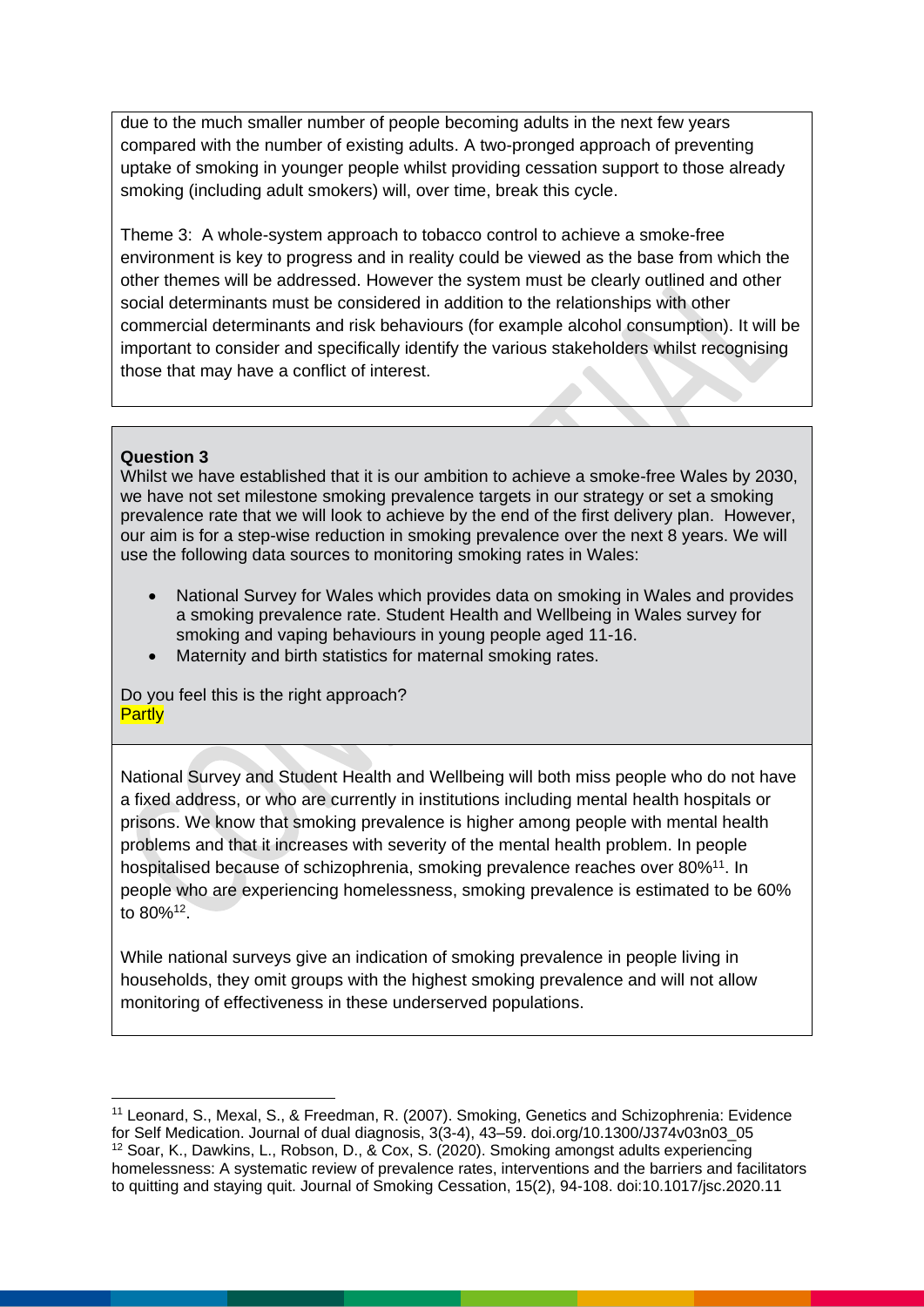due to the much smaller number of people becoming adults in the next few years compared with the number of existing adults. A two-pronged approach of preventing uptake of smoking in younger people whilst providing cessation support to those already smoking (including adult smokers) will, over time, break this cycle.

Theme 3: A whole-system approach to tobacco control to achieve a smoke-free environment is key to progress and in reality could be viewed as the base from which the other themes will be addressed. However the system must be clearly outlined and other social determinants must be considered in addition to the relationships with other commercial determinants and risk behaviours (for example alcohol consumption). It will be important to consider and specifically identify the various stakeholders whilst recognising those that may have a conflict of interest.

**Question 3**

Whilst we have established that it is our ambition to achieve a smoke-free Wales by 2030, we have not set milestone smoking prevalence targets in our strategy or set a smoking prevalence rate that we will look to achieve by the end of the first delivery plan. However, our aim is for a step-wise reduction in smoking prevalence over the next 8 years. We will use the following data sources to monitoring smoking rates in Wales:

- National Survey for Wales which provides data on smoking in Wales and provides a smoking prevalence rate. Student Health and Wellbeing in Wales survey for smoking and vaping behaviours in young people aged 11-16.
- Maternity and birth statistics for maternal smoking rates.

Do you feel this is the right approach?

Partly

National Survey and Student Health and Wellbeing will both miss people who do not have a fixed address, or who are currently in institutions including mental health hospitals or prisons. We know that smoking prevalence is higher among people with mental health problems and that it increases with severity of the mental health problem. In people hospitalised because of schizophrenia, smoking prevalence reaches over 80%[11]. In people who are experiencing homelessness, smoking prevalence is estimated to be 60% to 80%[12].

While national surveys give an indication of smoking prevalence in people living in households, they omit groups with the highest smoking prevalence and will not allow monitoring of effectiveness in these underserved populations.

[11] Leonard, S., Mexal, S., & Freedman, R. (2007). Smoking, Genetics and Schizophrenia: Evidence for Self Medication. Journal of dual diagnosis, 3(3-4), 43–59. doi.org/10.1300/J374v03n03_05

[12] Soar, K., Dawkins, L., Robson, D., & Cox, S. (2020). Smoking amongst adults experiencing homelessness: A systematic review of prevalence rates, interventions and the barriers and facilitators to quitting and staying quit. Journal of Smoking Cessation, 15(2), 94-108. doi:10.1017/jsc.2020.11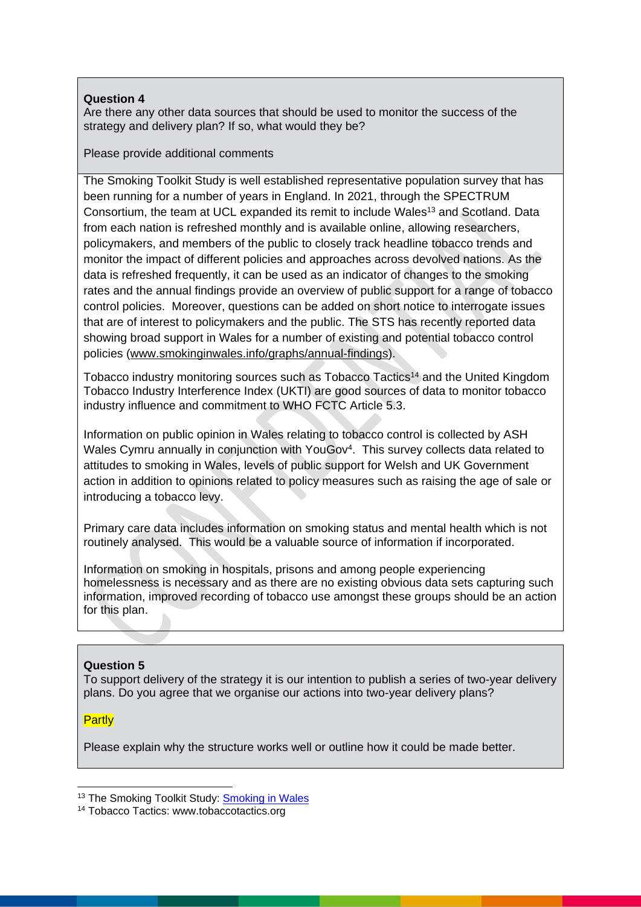**Question 4**

Are there any other data sources that should be used to monitor the success of the strategy and delivery plan? If so, what would they be?

Please provide additional comments

The Smoking Toolkit Study is well established representative population survey that has been running for a number of years in England. In 2021, through the SPECTRUM Consortium, the team at UCL expanded its remit to include Wales[13] and Scotland. Data from each nation is refreshed monthly and is available online, allowing researchers, policymakers, and members of the public to closely track headline tobacco trends and monitor the impact of different policies and approaches across devolved nations. As the data is refreshed frequently, it can be used as an indicator of changes to the smoking rates and the annual findings provide an overview of public support for a range of tobacco control policies. Moreover, questions can be added on short notice to interrogate issues that are of interest to policymakers and the public. The STS has recently reported data showing broad support in Wales for a number of existing and potential tobacco control policies (www.smokinginwales.info/graphs/annual-findings).

Tobacco industry monitoring sources such as Tobacco Tactics[14] and the United Kingdom Tobacco Industry Interference Index (UKTI) are good sources of data to monitor tobacco industry influence and commitment to WHO FCTC Article 5.3.

Information on public opinion in Wales relating to tobacco control is collected by ASH Wales Cymru annually in conjunction with YouGov[4]. This survey collects data related to attitudes to smoking in Wales, levels of public support for Welsh and UK Government action in addition to opinions related to policy measures such as raising the age of sale or introducing a tobacco levy.

Primary care data includes information on smoking status and mental health which is not routinely analysed. This would be a valuable source of information if incorporated.

Information on smoking in hospitals, prisons and among people experiencing homelessness is necessary and as there are no existing obvious data sets capturing such information, improved recording of tobacco use amongst these groups should be an action for this plan.

**Question 5**

To support delivery of the strategy it is our intention to publish a series of two-year delivery plans. Do you agree that we organise our actions into two-year delivery plans?

Partly

Please explain why the structure works well or outline how it could be made better.

---

[13] The Smoking Toolkit Study: Smoking in Wales

[14] Tobacco Tactics: www.tobaccotactics.org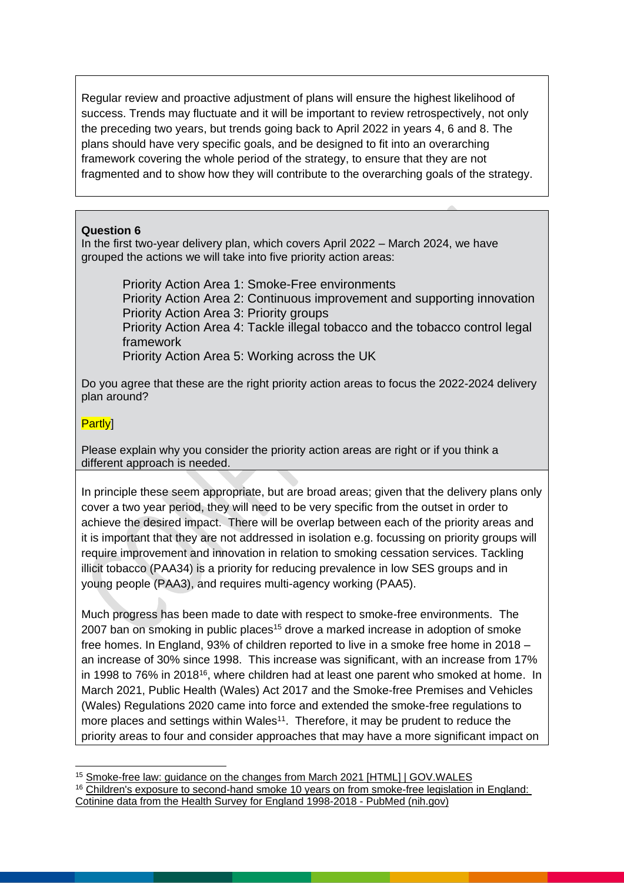Regular review and proactive adjustment of plans will ensure the highest likelihood of success. Trends may fluctuate and it will be important to review retrospectively, not only the preceding two years, but trends going back to April 2022 in years 4, 6 and 8. The plans should have very specific goals, and be designed to fit into an overarching framework covering the whole period of the strategy, to ensure that they are not fragmented and to show how they will contribute to the overarching goals of the strategy.

**Question 6**

In the first two-year delivery plan, which covers April 2022 – March 2024, we have grouped the actions we will take into five priority action areas:

- Priority Action Area 1: Smoke-Free environments
- Priority Action Area 2: Continuous improvement and supporting innovation
- Priority Action Area 3: Priority groups
- Priority Action Area 4: Tackle illegal tobacco and the tobacco control legal framework
- Priority Action Area 5: Working across the UK

Do you agree that these are the right priority action areas to focus the 2022-2024 delivery plan around?

Partly]

Please explain why you consider the priority action areas are right or if you think a different approach is needed.

In principle these seem appropriate, but are broad areas; given that the delivery plans only cover a two year period, they will need to be very specific from the outset in order to achieve the desired impact. There will be overlap between each of the priority areas and it is important that they are not addressed in isolation e.g. focussing on priority groups will require improvement and innovation in relation to smoking cessation services. Tackling illicit tobacco (PAA34) is a priority for reducing prevalence in low SES groups and in young people (PAA3), and requires multi-agency working (PAA5).

Much progress has been made to date with respect to smoke-free environments. The 2007 ban on smoking in public places[15] drove a marked increase in adoption of smoke free homes. In England, 93% of children reported to live in a smoke free home in 2018 – an increase of 30% since 1998. This increase was significant, with an increase from 17% in 1998 to 76% in 2018[16], where children had at least one parent who smoked at home. In March 2021, Public Health (Wales) Act 2017 and the Smoke-free Premises and Vehicles (Wales) Regulations 2020 came into force and extended the smoke-free regulations to more places and settings within Wales[11]. Therefore, it may be prudent to reduce the priority areas to four and consider approaches that may have a more significant impact on

[15] Smoke-free law: guidance on the changes from March 2021 [HTML] | GOV.WALES

[16] Children's exposure to second-hand smoke 10 years on from smoke-free legislation in England: Cotinine data from the Health Survey for England 1998-2018 - PubMed (nih.gov)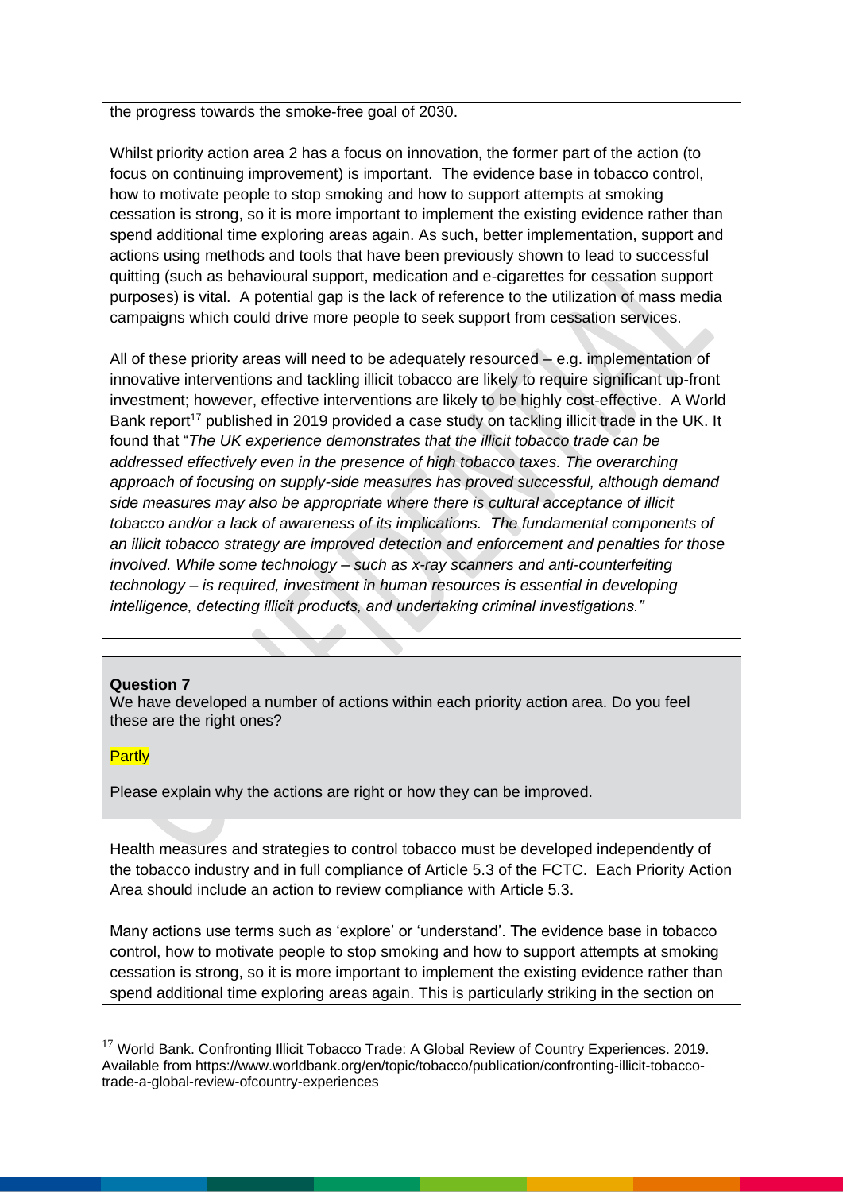the progress towards the smoke-free goal of 2030.

Whilst priority action area 2 has a focus on innovation, the former part of the action (to focus on continuing improvement) is important. The evidence base in tobacco control, how to motivate people to stop smoking and how to support attempts at smoking cessation is strong, so it is more important to implement the existing evidence rather than spend additional time exploring areas again. As such, better implementation, support and actions using methods and tools that have been previously shown to lead to successful quitting (such as behavioural support, medication and e-cigarettes for cessation support purposes) is vital. A potential gap is the lack of reference to the utilization of mass media campaigns which could drive more people to seek support from cessation services.

All of these priority areas will need to be adequately resourced – e.g. implementation of innovative interventions and tackling illicit tobacco are likely to require significant up-front investment; however, effective interventions are likely to be highly cost-effective. A World Bank report[17] published in 2019 provided a case study on tackling illicit trade in the UK. It found that "*The UK experience demonstrates that the illicit tobacco trade can be addressed effectively even in the presence of high tobacco taxes. The overarching approach of focusing on supply-side measures has proved successful, although demand side measures may also be appropriate where there is cultural acceptance of illicit tobacco and/or a lack of awareness of its implications. The fundamental components of an illicit tobacco strategy are improved detection and enforcement and penalties for those involved. While some technology – such as x-ray scanners and anti-counterfeiting technology – is required, investment in human resources is essential in developing intelligence, detecting illicit products, and undertaking criminal investigations.*"

**Question 7**

We have developed a number of actions within each priority action area. Do you feel these are the right ones?

Partly

Please explain why the actions are right or how they can be improved.

Health measures and strategies to control tobacco must be developed independently of the tobacco industry and in full compliance of Article 5.3 of the FCTC. Each Priority Action Area should include an action to review compliance with Article 5.3.

Many actions use terms such as 'explore' or 'understand'. The evidence base in tobacco control, how to motivate people to stop smoking and how to support attempts at smoking cessation is strong, so it is more important to implement the existing evidence rather than spend additional time exploring areas again. This is particularly striking in the section on

---

[17] World Bank. Confronting Illicit Tobacco Trade: A Global Review of Country Experiences. 2019. Available from https://www.worldbank.org/en/topic/tobacco/publication/confronting-illicit-tobacco-trade-a-global-review-ofcountry-experiences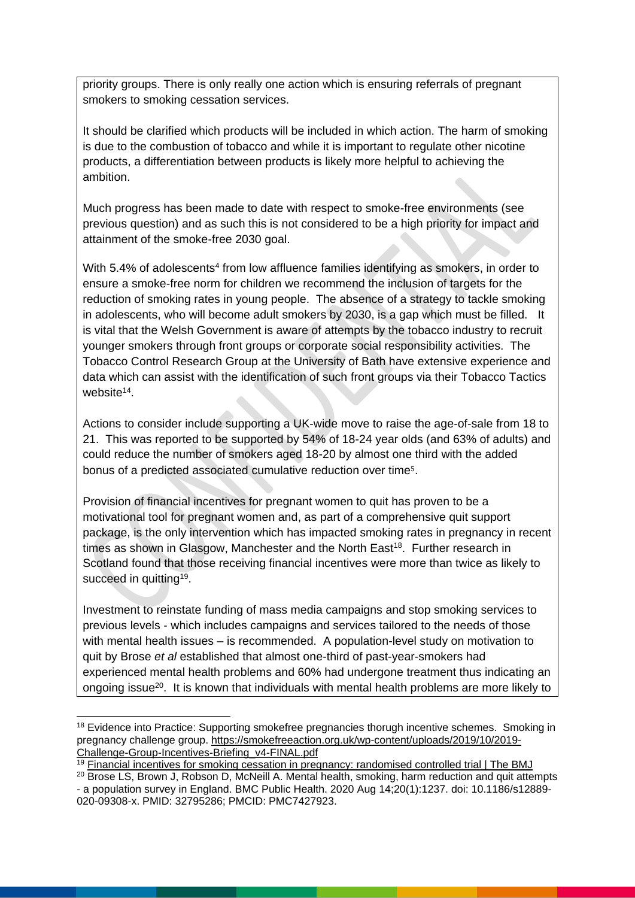priority groups. There is only really one action which is ensuring referrals of pregnant smokers to smoking cessation services.

It should be clarified which products will be included in which action. The harm of smoking is due to the combustion of tobacco and while it is important to regulate other nicotine products, a differentiation between products is likely more helpful to achieving the ambition.

Much progress has been made to date with respect to smoke-free environments (see previous question) and as such this is not considered to be a high priority for impact and attainment of the smoke-free 2030 goal.

With 5.4% of adolescents[4] from low affluence families identifying as smokers, in order to ensure a smoke-free norm for children we recommend the inclusion of targets for the reduction of smoking rates in young people. The absence of a strategy to tackle smoking in adolescents, who will become adult smokers by 2030, is a gap which must be filled. It is vital that the Welsh Government is aware of attempts by the tobacco industry to recruit younger smokers through front groups or corporate social responsibility activities. The Tobacco Control Research Group at the University of Bath have extensive experience and data which can assist with the identification of such front groups via their Tobacco Tactics website[14].

Actions to consider include supporting a UK-wide move to raise the age-of-sale from 18 to 21. This was reported to be supported by 54% of 18-24 year olds (and 63% of adults) and could reduce the number of smokers aged 18-20 by almost one third with the added bonus of a predicted associated cumulative reduction over time[5].

Provision of financial incentives for pregnant women to quit has proven to be a motivational tool for pregnant women and, as part of a comprehensive quit support package, is the only intervention which has impacted smoking rates in pregnancy in recent times as shown in Glasgow, Manchester and the North East[18]. Further research in Scotland found that those receiving financial incentives were more than twice as likely to succeed in quitting[19].

Investment to reinstate funding of mass media campaigns and stop smoking services to previous levels - which includes campaigns and services tailored to the needs of those with mental health issues – is recommended. A population-level study on motivation to quit by Brose *et al* established that almost one-third of past-year-smokers had experienced mental health problems and 60% had undergone treatment thus indicating an ongoing issue[20]. It is known that individuals with mental health problems are more likely to

---

[18] Evidence into Practice: Supporting smokefree pregnancies thorugh incentive schemes. Smoking in pregnancy challenge group. https://smokefreeaction.org.uk/wp-content/uploads/2019/10/2019-Challenge-Group-Incentives-Briefing_v4-FINAL.pdf

[19] Financial incentives for smoking cessation in pregnancy: randomised controlled trial | The BMJ

[20] Brose LS, Brown J, Robson D, McNeill A. Mental health, smoking, harm reduction and quit attempts - a population survey in England. BMC Public Health. 2020 Aug 14;20(1):1237. doi: 10.1186/s12889-020-09308-x. PMID: 32795286; PMCID: PMC7427923.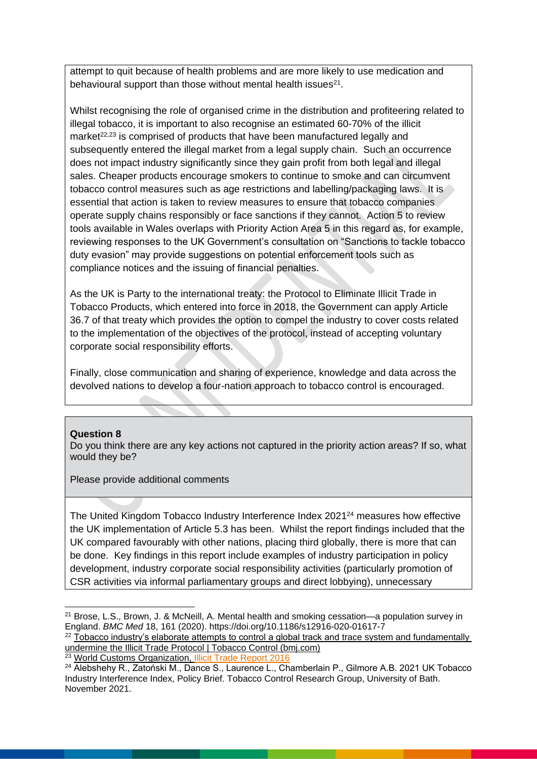attempt to quit because of health problems and are more likely to use medication and behavioural support than those without mental health issues[21].

Whilst recognising the role of organised crime in the distribution and profiteering related to illegal tobacco, it is important to also recognise an estimated 60-70% of the illicit market[22,23] is comprised of products that have been manufactured legally and subsequently entered the illegal market from a legal supply chain. Such an occurrence does not impact industry significantly since they gain profit from both legal and illegal sales. Cheaper products encourage smokers to continue to smoke and can circumvent tobacco control measures such as age restrictions and labelling/packaging laws. It is essential that action is taken to review measures to ensure that tobacco companies operate supply chains responsibly or face sanctions if they cannot. Action 5 to review tools available in Wales overlaps with Priority Action Area 5 in this regard as, for example, reviewing responses to the UK Government's consultation on "Sanctions to tackle tobacco duty evasion" may provide suggestions on potential enforcement tools such as compliance notices and the issuing of financial penalties.

As the UK is Party to the international treaty: the Protocol to Eliminate Illicit Trade in Tobacco Products, which entered into force in 2018, the Government can apply Article 36.7 of that treaty which provides the option to compel the industry to cover costs related to the implementation of the objectives of the protocol, instead of accepting voluntary corporate social responsibility efforts.

Finally, close communication and sharing of experience, knowledge and data across the devolved nations to develop a four-nation approach to tobacco control is encouraged.

**Question 8**

Do you think there are any key actions not captured in the priority action areas? If so, what would they be?

Please provide additional comments

The United Kingdom Tobacco Industry Interference Index 2021[24] measures how effective the UK implementation of Article 5.3 has been. Whilst the report findings included that the UK compared favourably with other nations, placing third globally, there is more that can be done. Key findings in this report include examples of industry participation in policy development, industry corporate social responsibility activities (particularly promotion of CSR activities via informal parliamentary groups and direct lobbying), unnecessary

---

[21] Brose, L.S., Brown, J. & McNeill, A. Mental health and smoking cessation—a population survey in England. *BMC Med* 18, 161 (2020). https://doi.org/10.1186/s12916-020-01617-7

[22] Tobacco industry's elaborate attempts to control a global track and trace system and fundamentally undermine the Illicit Trade Protocol | Tobacco Control (bmj.com)

[23] World Customs Organization, Illicit Trade Report 2016

[24] Alebshehy R., Zatoński M., Dance S., Laurence L., Chamberlain P., Gilmore A.B. 2021 UK Tobacco Industry Interference Index, Policy Brief. Tobacco Control Research Group, University of Bath. November 2021.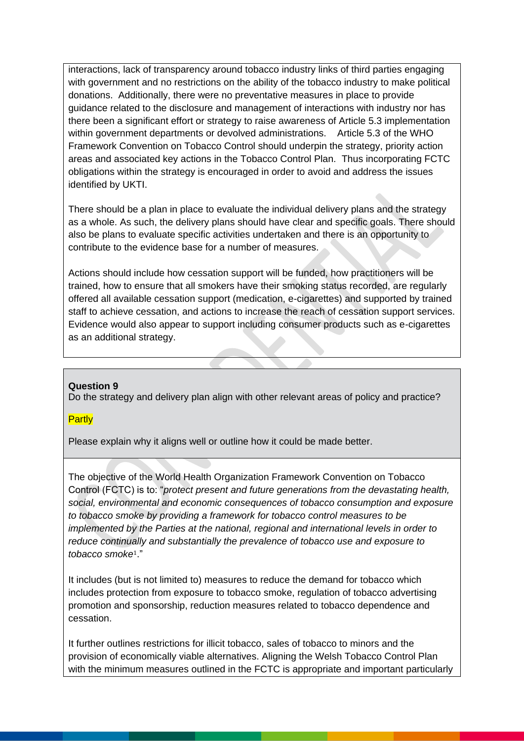interactions, lack of transparency around tobacco industry links of third parties engaging with government and no restrictions on the ability of the tobacco industry to make political donations. Additionally, there were no preventative measures in place to provide guidance related to the disclosure and management of interactions with industry nor has there been a significant effort or strategy to raise awareness of Article 5.3 implementation within government departments or devolved administrations. Article 5.3 of the WHO Framework Convention on Tobacco Control should underpin the strategy, priority action areas and associated key actions in the Tobacco Control Plan. Thus incorporating FCTC obligations within the strategy is encouraged in order to avoid and address the issues identified by UKTI.

There should be a plan in place to evaluate the individual delivery plans and the strategy as a whole. As such, the delivery plans should have clear and specific goals. There should also be plans to evaluate specific activities undertaken and there is an opportunity to contribute to the evidence base for a number of measures.

Actions should include how cessation support will be funded, how practitioners will be trained, how to ensure that all smokers have their smoking status recorded, are regularly offered all available cessation support (medication, e-cigarettes) and supported by trained staff to achieve cessation, and actions to increase the reach of cessation support services. Evidence would also appear to support including consumer products such as e-cigarettes as an additional strategy.

**Question 9**

Do the strategy and delivery plan align with other relevant areas of policy and practice?

Partly

Please explain why it aligns well or outline how it could be made better.

The objective of the World Health Organization Framework Convention on Tobacco Control (FCTC) is to: "*protect present and future generations from the devastating health, social, environmental and economic consequences of tobacco consumption and exposure to tobacco smoke by providing a framework for tobacco control measures to be implemented by the Parties at the national, regional and international levels in order to reduce continually and substantially the prevalence of tobacco use and exposure to tobacco smoke*[1]."

It includes (but is not limited to) measures to reduce the demand for tobacco which includes protection from exposure to tobacco smoke, regulation of tobacco advertising promotion and sponsorship, reduction measures related to tobacco dependence and cessation.

It further outlines restrictions for illicit tobacco, sales of tobacco to minors and the provision of economically viable alternatives. Aligning the Welsh Tobacco Control Plan with the minimum measures outlined in the FCTC is appropriate and important particularly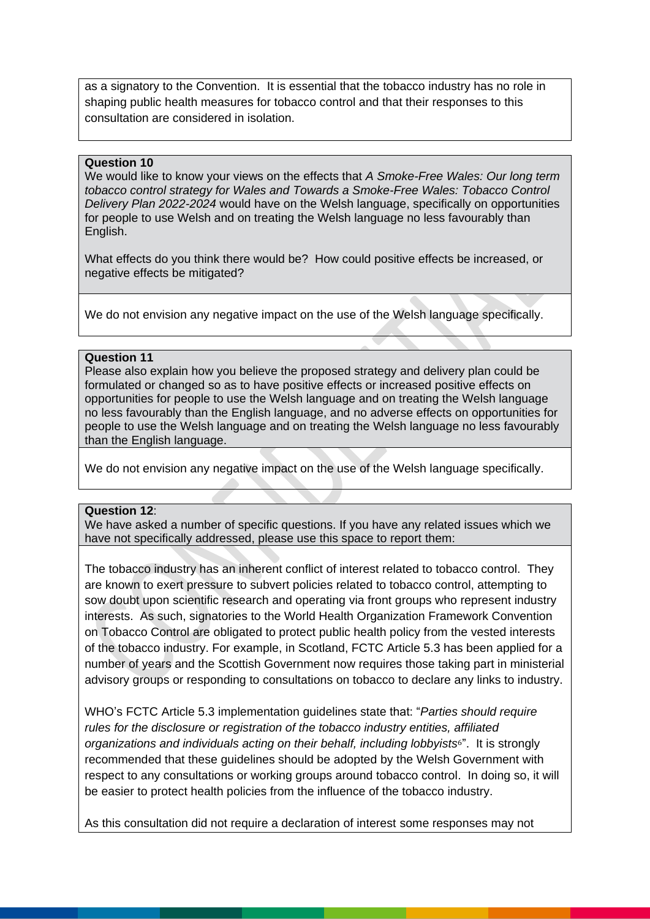as a signatory to the Convention. It is essential that the tobacco industry has no role in shaping public health measures for tobacco control and that their responses to this consultation are considered in isolation.

**Question 10**
We would like to know your views on the effects that *A Smoke-Free Wales: Our long term tobacco control strategy for Wales and Towards a Smoke-Free Wales: Tobacco Control Delivery Plan 2022-2024* would have on the Welsh language, specifically on opportunities for people to use Welsh and on treating the Welsh language no less favourably than English.

What effects do you think there would be? How could positive effects be increased, or negative effects be mitigated?

We do not envision any negative impact on the use of the Welsh language specifically.

**Question 11**
Please also explain how you believe the proposed strategy and delivery plan could be formulated or changed so as to have positive effects or increased positive effects on opportunities for people to use the Welsh language and on treating the Welsh language no less favourably than the English language, and no adverse effects on opportunities for people to use the Welsh language and on treating the Welsh language no less favourably than the English language.

We do not envision any negative impact on the use of the Welsh language specifically.

**Question 12**:
We have asked a number of specific questions. If you have any related issues which we have not specifically addressed, please use this space to report them:

The tobacco industry has an inherent conflict of interest related to tobacco control. They are known to exert pressure to subvert policies related to tobacco control, attempting to sow doubt upon scientific research and operating via front groups who represent industry interests. As such, signatories to the World Health Organization Framework Convention on Tobacco Control are obligated to protect public health policy from the vested interests of the tobacco industry. For example, in Scotland, FCTC Article 5.3 has been applied for a number of years and the Scottish Government now requires those taking part in ministerial advisory groups or responding to consultations on tobacco to declare any links to industry.

WHO's FCTC Article 5.3 implementation guidelines state that: "*Parties should require rules for the disclosure or registration of the tobacco industry entities, affiliated organizations and individuals acting on their behalf, including lobbyists*[6]". It is strongly recommended that these guidelines should be adopted by the Welsh Government with respect to any consultations or working groups around tobacco control. In doing so, it will be easier to protect health policies from the influence of the tobacco industry.

As this consultation did not require a declaration of interest some responses may not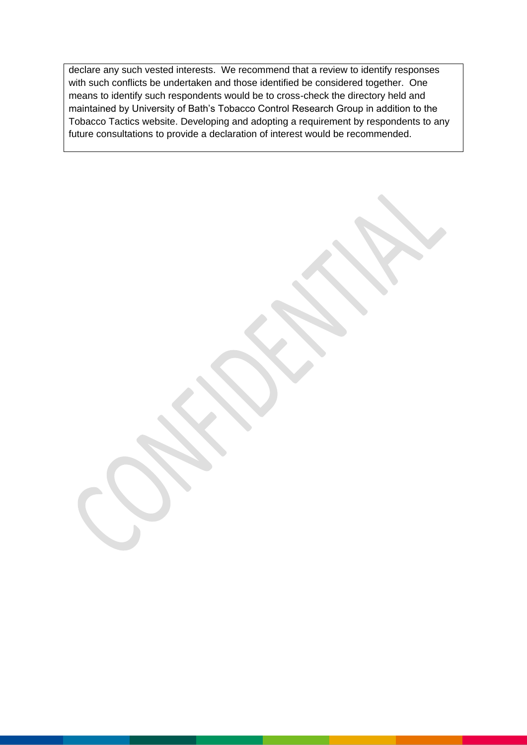declare any such vested interests. We recommend that a review to identify responses with such conflicts be undertaken and those identified be considered together. One means to identify such respondents would be to cross-check the directory held and maintained by University of Bath's Tobacco Control Research Group in addition to the Tobacco Tactics website. Developing and adopting a requirement by respondents to any future consultations to provide a declaration of interest would be recommended.